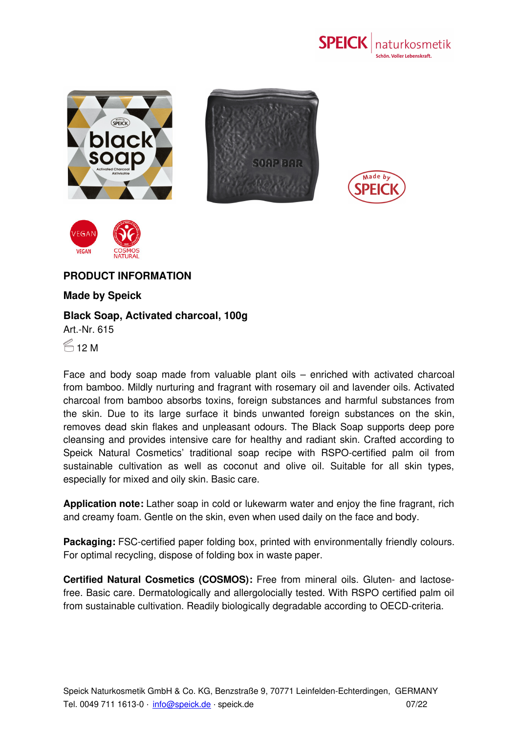## PRODUCT INFORMATION

### Made by Speick

### Black Soap, Activated charcoal, 100g

Art.-Nr. 615

12 M

Face and body soap made from valuable plant oils – enriched with activated charcoal from bamboo. Mildly nurturing and fragrant with rosemary oil and lavender oils. Activated charcoal from bamboo absorbs toxins, foreign substances and harmful substances from the skin. Due to its large surface it binds unwanted foreign substances on the skin, removes dead skin flakes and unpleasant odours. The Black Soap supports deep pore cleansing and provides intensive care for healthy and radiant skin. Crafted according to Speick Natural Cosmetics' traditional soap recipe with RSPO-certified palm oil from sustainable cultivation as well as coconut and olive oil. Suitable for all skin types, especially for mixed and oily skin. Basic care.

**Application note:** Lather soap in cold or lukewarm water and enjoy the fine fragrant, rich and creamy foam. Gentle on the skin, even when used daily on the face and body.

**Packaging:** FSC-certified paper folding box, printed with environmentally friendly colours. For optimal recycling, dispose of folding box in waste paper.

**Certified Natural Cosmetics (COSMOS):** Free from mineral oils. Gluten- and lactose-free. Basic care. Dermatologically and allergolocially tested. With RSPO certified palm oil from sustainable cultivation. Readily biologically degradable according to OECD-criteria.

Speick Naturkosmetik GmbH & Co. KG, Benzstraße 9, 70771 Leinfelden-Echterdingen, GERMANY
Tel. 0049 711 1613-0 · info@speick.de · speick.de 07/22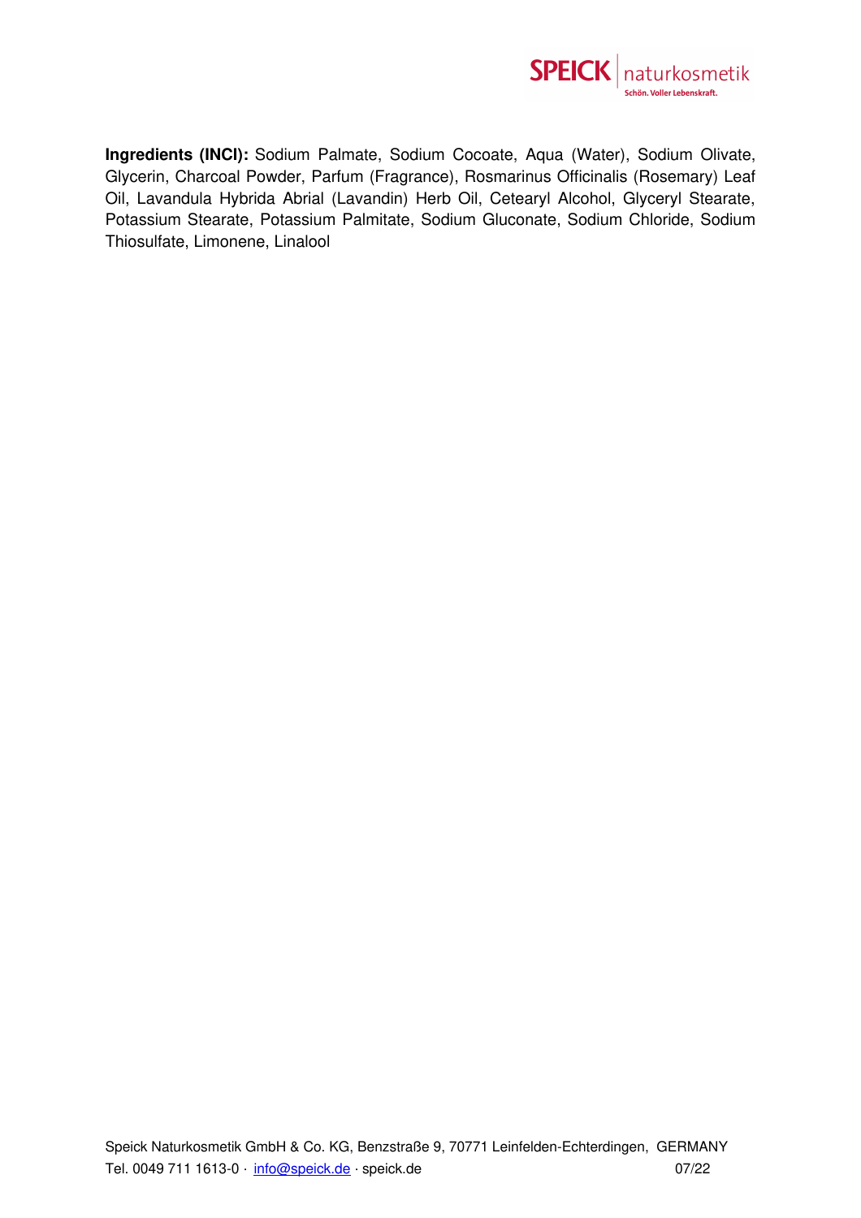**Ingredients (INCI):** Sodium Palmate, Sodium Cocoate, Aqua (Water), Sodium Olivate, Glycerin, Charcoal Powder, Parfum (Fragrance), Rosmarinus Officinalis (Rosemary) Leaf Oil, Lavandula Hybrida Abrial (Lavandin) Herb Oil, Cetearyl Alcohol, Glyceryl Stearate, Potassium Stearate, Potassium Palmitate, Sodium Gluconate, Sodium Chloride, Sodium Thiosulfate, Limonene, Linalool